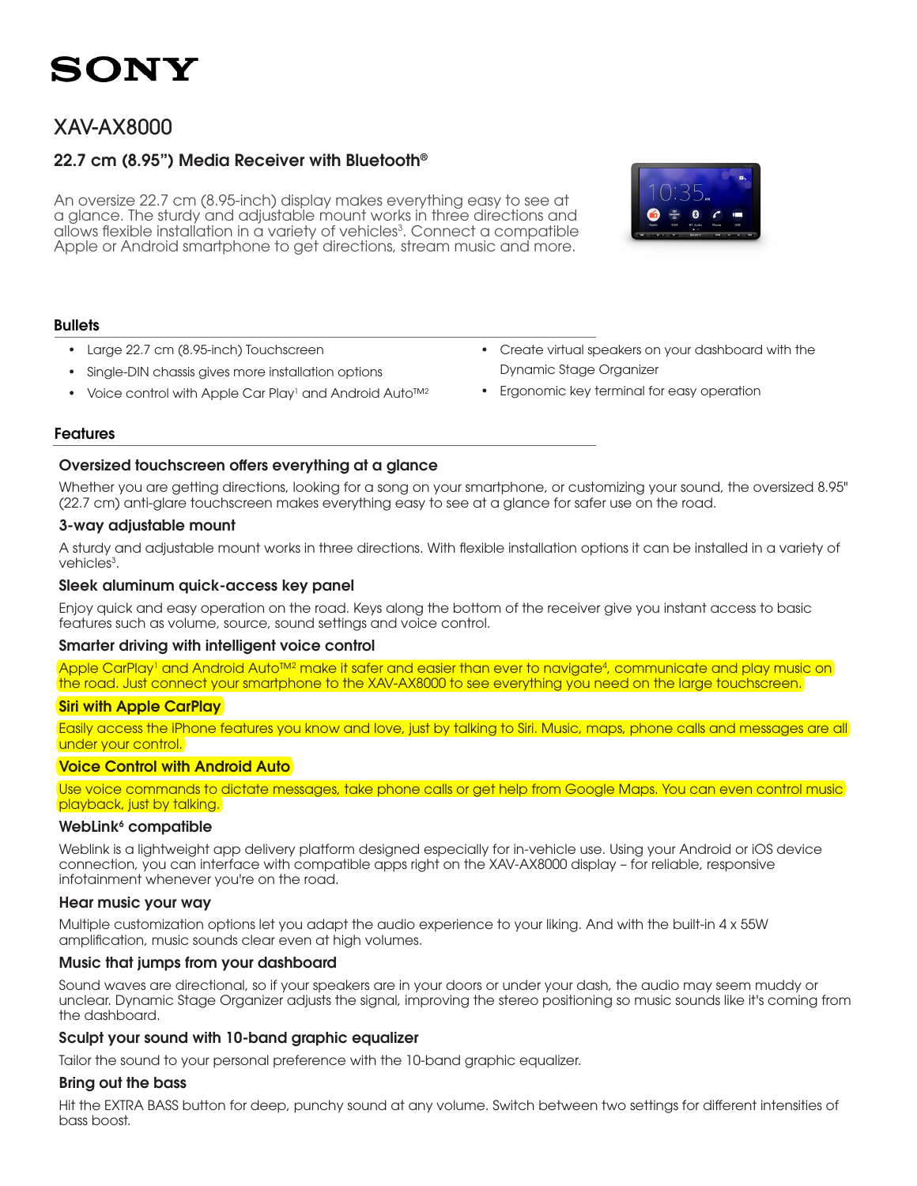SONY

# XAV-AX8000

## 22.7 cm (8.95") Media Receiver with Bluetooth®

An oversize 22.7 cm (8.95-inch) display makes everything easy to see at a glance. The sturdy and adjustable mount works in three directions and allows flexible installation in a variety of vehicles[3]. Connect a compatible Apple or Android smartphone to get directions, stream music and more.

### Bullets

- Large 22.7 cm (8.95-inch) Touchscreen
- Single-DIN chassis gives more installation options
- Voice control with Apple Car Play[1] and Android Auto™[2]
- Create virtual speakers on your dashboard with the Dynamic Stage Organizer
- Ergonomic key terminal for easy operation

### Features

#### Oversized touchscreen offers everything at a glance

Whether you are getting directions, looking for a song on your smartphone, or customizing your sound, the oversized 8.95" (22.7 cm) anti-glare touchscreen makes everything easy to see at a glance for safer use on the road.

#### 3-way adjustable mount

A sturdy and adjustable mount works in three directions. With flexible installation options it can be installed in a variety of vehicles[3].

#### Sleek aluminum quick-access key panel

Enjoy quick and easy operation on the road. Keys along the bottom of the receiver give you instant access to basic features such as volume, source, sound settings and voice control.

#### Smarter driving with intelligent voice control

Apple CarPlay[1] and Android Auto™[2] make it safer and easier than ever to navigate[4], communicate and play music on the road. Just connect your smartphone to the XAV-AX8000 to see everything you need on the large touchscreen.

#### Siri with Apple CarPlay

Easily access the iPhone features you know and love, just by talking to Siri. Music, maps, phone calls and messages are all under your control.

#### Voice Control with Android Auto

Use voice commands to dictate messages, take phone calls or get help from Google Maps. You can even control music playback, just by talking.

#### WebLink[6] compatible

Weblink is a lightweight app delivery platform designed especially for in-vehicle use. Using your Android or iOS device connection, you can interface with compatible apps right on the XAV-AX8000 display – for reliable, responsive infotainment whenever you're on the road.

#### Hear music your way

Multiple customization options let you adapt the audio experience to your liking. And with the built-in 4 x 55W amplification, music sounds clear even at high volumes.

#### Music that jumps from your dashboard

Sound waves are directional, so if your speakers are in your doors or under your dash, the audio may seem muddy or unclear. Dynamic Stage Organizer adjusts the signal, improving the stereo positioning so music sounds like it's coming from the dashboard.

#### Sculpt your sound with 10-band graphic equalizer

Tailor the sound to your personal preference with the 10-band graphic equalizer.

#### Bring out the bass

Hit the EXTRA BASS button for deep, punchy sound at any volume. Switch between two settings for different intensities of bass boost.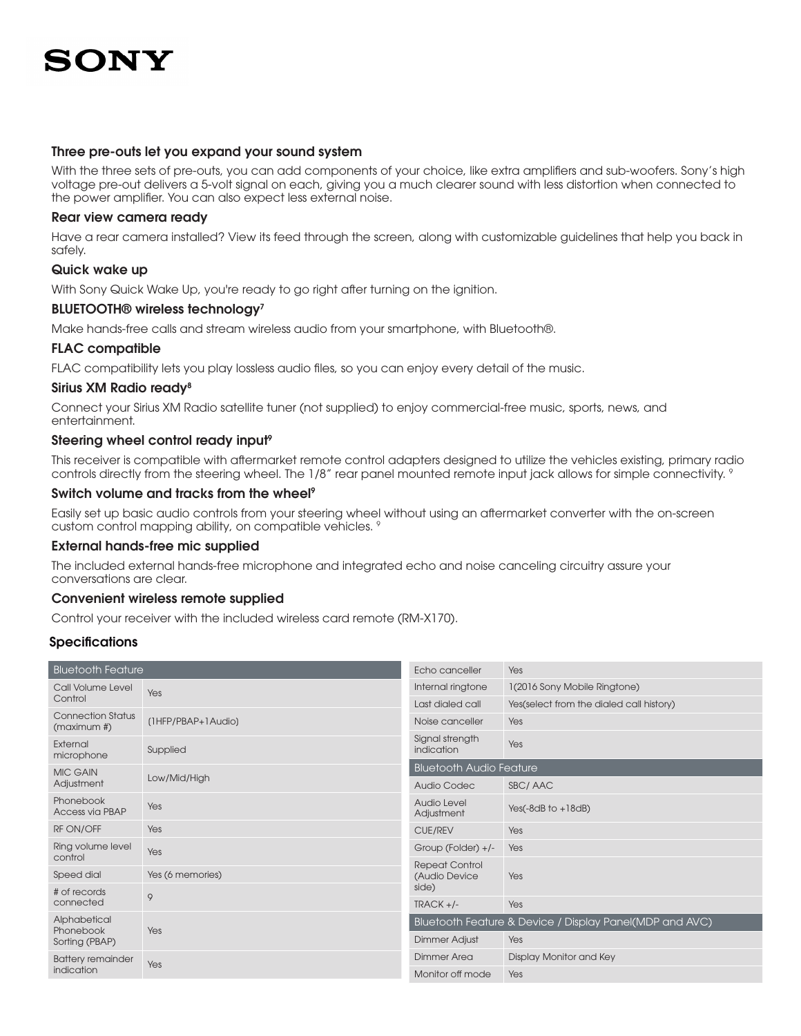### Three pre-outs let you expand your sound system

With the three sets of pre-outs, you can add components of your choice, like extra amplifiers and sub-woofers. Sony's high voltage pre-out delivers a 5-volt signal on each, giving you a much clearer sound with less distortion when connected to the power amplifier. You can also expect less external noise.

### Rear view camera ready

Have a rear camera installed? View its feed through the screen, along with customizable guidelines that help you back in safely.

### Quick wake up

With Sony Quick Wake Up, you're ready to go right after turning on the ignition.

### BLUETOOTH® wireless technology[7]

Make hands-free calls and stream wireless audio from your smartphone, with Bluetooth®.

### FLAC compatible

FLAC compatibility lets you play lossless audio files, so you can enjoy every detail of the music.

### Sirius XM Radio ready[8]

Connect your Sirius XM Radio satellite tuner (not supplied) to enjoy commercial-free music, sports, news, and entertainment.

### Steering wheel control ready input[9]

This receiver is compatible with aftermarket remote control adapters designed to utilize the vehicles existing, primary radio controls directly from the steering wheel. The 1/8" rear panel mounted remote input jack allows for simple connectivity. [9]

### Switch volume and tracks from the wheel[9]

Easily set up basic audio controls from your steering wheel without using an aftermarket converter with the on-screen custom control mapping ability, on compatible vehicles. [9]

### External hands-free mic supplied

The included external hands-free microphone and integrated echo and noise canceling circuitry assure your conversations are clear.

### Convenient wireless remote supplied

Control your receiver with the included wireless card remote (RM-X170).

## Specifications

| Bluetooth Feature | |
|---|---|
| Call Volume Level Control | Yes |
| Connection Status (maximum #) | (1HFP/PBAP+1Audio) |
| External microphone | Supplied |
| MIC GAIN Adjustment | Low/Mid/High |
| Phonebook Access via PBAP | Yes |
| RF ON/OFF | Yes |
| Ring volume level control | Yes |
| Speed dial | Yes (6 memories) |
| # of records connected | 9 |
| Alphabetical Phonebook Sorting (PBAP) | Yes |
| Battery remainder indication | Yes |
| Echo canceller | Yes |
| Internal ringtone | 1(2016 Sony Mobile Ringtone) |
| Last dialed call | Yes(select from the dialed call history) |
| Noise canceller | Yes |
| Signal strength indication | Yes |

| Bluetooth Audio Feature | |
|---|---|
| Audio Codec | SBC/ AAC |
| Audio Level Adjustment | Yes(-8dB to +18dB) |
| CUE/REV | Yes |
| Group (Folder) +/- | Yes |
| Repeat Control (Audio Device side) | Yes |
| TRACK +/- | Yes |

| Bluetooth Feature & Device / Display Panel(MDP and AVC) | |
|---|---|
| Dimmer Adjust | Yes |
| Dimmer Area | Display Monitor and Key |
| Monitor off mode | Yes |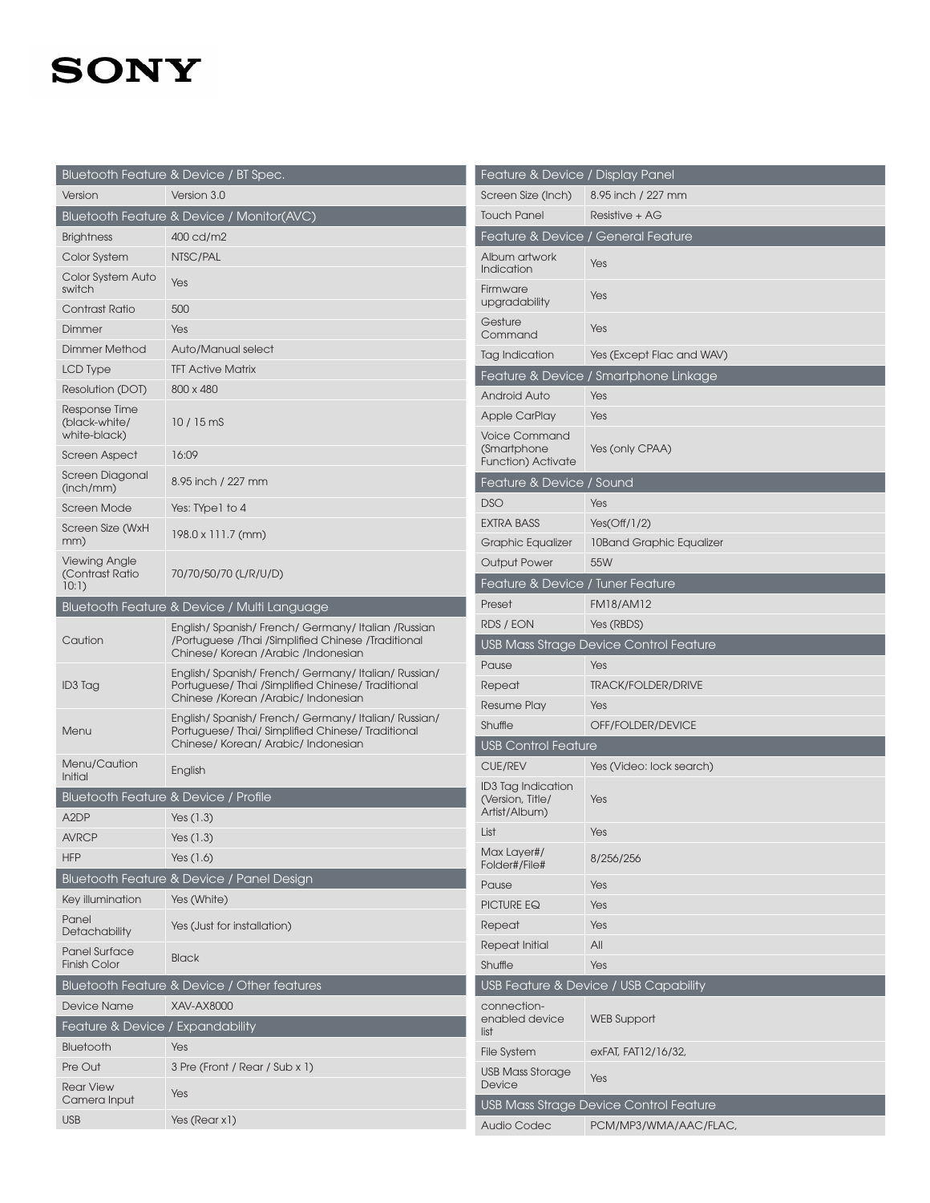SONY

| Bluetooth Feature & Device / BT Spec. | |
|---|---|
| Version | Version 3.0 |
| **Bluetooth Feature & Device / Monitor(AVC)** | |
| Brightness | 400 cd/m2 |
| Color System | NTSC/PAL |
| Color System Auto switch | Yes |
| Contrast Ratio | 500 |
| Dimmer | Yes |
| Dimmer Method | Auto/Manual select |
| LCD Type | TFT Active Matrix |
| Resolution (DOT) | 800 x 480 |
| Response Time (black-white/ white-black) | 10 / 15 mS |
| Screen Aspect | 16:09 |
| Screen Diagonal (inch/mm) | 8.95 inch / 227 mm |
| Screen Mode | Yes: TYpe1 to 4 |
| Screen Size (WxH mm) | 198.0 x 111.7 (mm) |
| Viewing Angle (Contrast Ratio 10:1) | 70/70/50/70 (L/R/U/D) |
| **Bluetooth Feature & Device / Multi Language** | |
| Caution | English/ Spanish/ French/ Germany/ Italian /Russian /Portuguese /Thai /Simplified Chinese /Traditional Chinese/ Korean /Arabic /Indonesian |
| ID3 Tag | English/ Spanish/ French/ Germany/ Italian/ Russian/ Portuguese/ Thai /Simplified Chinese/ Traditional Chinese /Korean /Arabic/ Indonesian |
| Menu | English/ Spanish/ French/ Germany/ Italian/ Russian/ Portuguese/ Thai/ Simplified Chinese/ Traditional Chinese/ Korean/ Arabic/ Indonesian |
| Menu/Caution Initial | English |
| **Bluetooth Feature & Device / Profile** | |
| A2DP | Yes (1.3) |
| AVRCP | Yes (1.3) |
| HFP | Yes (1.6) |
| **Bluetooth Feature & Device / Panel Design** | |
| Key illumination | Yes (White) |
| Panel Detachability | Yes (Just for installation) |
| Panel Surface Finish Color | Black |
| **Bluetooth Feature & Device / Other features** | |
| Device Name | XAV-AX8000 |
| **Feature & Device / Expandability** | |
| Bluetooth | Yes |
| Pre Out | 3 Pre (Front / Rear / Sub x 1) |
| Rear View Camera Input | Yes |
| USB | Yes (Rear x1) |

| Feature & Device / Display Panel | |
|---|---|
| Screen Size (Inch) | 8.95 inch / 227 mm |
| Touch Panel | Resistive + AG |
| **Feature & Device / General Feature** | |
| Album artwork Indication | Yes |
| Firmware upgradability | Yes |
| Gesture Command | Yes |
| Tag Indication | Yes (Except Flac and WAV) |
| **Feature & Device / Smartphone Linkage** | |
| Android Auto | Yes |
| Apple CarPlay | Yes |
| Voice Command (Smartphone Function) Activate | Yes (only CPAA) |
| **Feature & Device / Sound** | |
| DSO | Yes |
| EXTRA BASS | Yes(Off/1/2) |
| Graphic Equalizer | 10Band Graphic Equalizer |
| Output Power | 55W |
| **Feature & Device / Tuner Feature** | |
| Preset | FM18/AM12 |
| RDS / EON | Yes (RBDS) |
| **USB Mass Strage Device Control Feature** | |
| Pause | Yes |
| Repeat | TRACK/FOLDER/DRIVE |
| Resume Play | Yes |
| Shuffle | OFF/FOLDER/DEVICE |
| **USB Control Feature** | |
| CUE/REV | Yes (Video: lock search) |
| ID3 Tag Indication (Version, Title/ Artist/Album) | Yes |
| List | Yes |
| Max Layer#/ Folder#/File# | 8/256/256 |
| Pause | Yes |
| PICTURE EQ | Yes |
| Repeat | Yes |
| Repeat Initial | All |
| Shuffle | Yes |
| **USB Feature & Device / USB Capability** | |
| connection-enabled device list | WEB Support |
| File System | exFAT, FAT12/16/32, |
| USB Mass Storage Device | Yes |
| **USB Mass Strage Device Control Feature** | |
| Audio Codec | PCM/MP3/WMA/AAC/FLAC, |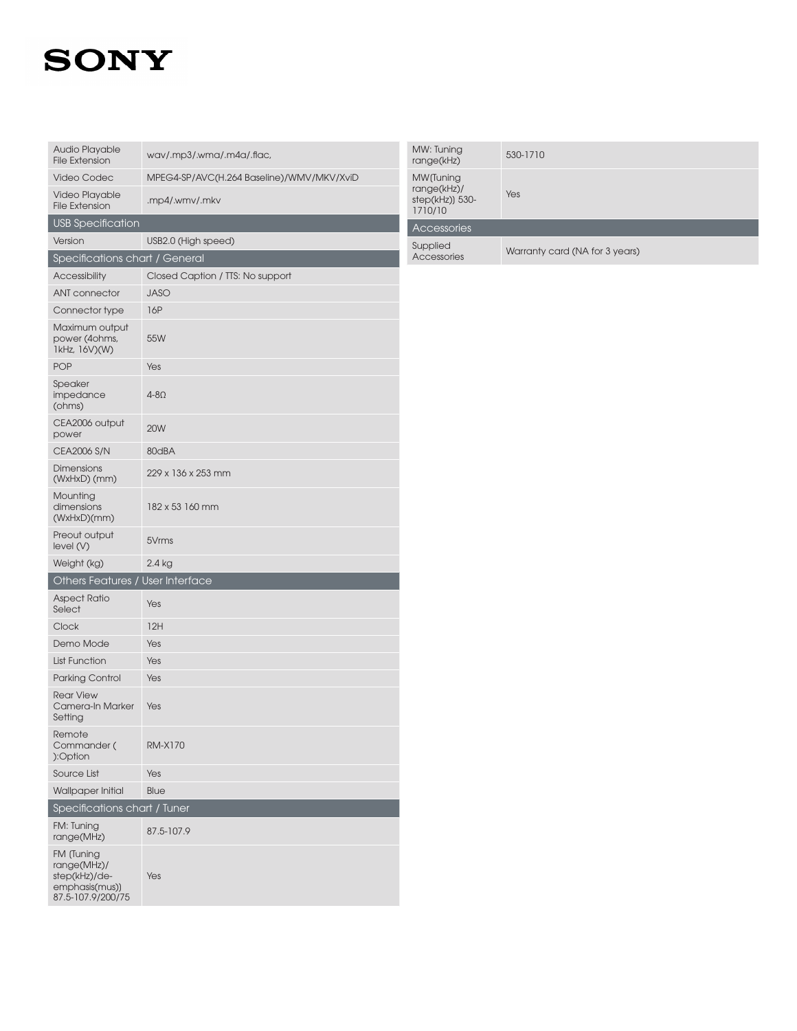| | |
|---|---|
| Audio Playable File Extension | wav/.mp3/.wma/.m4a/.flac, |
| Video Codec | MPEG4-SP/AVC(H.264 Baseline)/WMV/MKV/XviD |
| Video Playable File Extension | .mp4/.wmv/.mkv |

**USB Specification**

| | |
|---|---|
| Version | USB2.0 (High speed) |

**Specifications chart / General**

| | |
|---|---|
| Accessibility | Closed Caption / TTS: No support |
| ANT connector | JASO |
| Connector type | 16P |
| Maximum output power (4ohms, 1kHz, 16V)(W) | 55W |
| POP | Yes |
| Speaker impedance (ohms) | 4-8Ω |
| CEA2006 output power | 20W |
| CEA2006 S/N | 80dBA |
| Dimensions (WxHxD) (mm) | 229 x 136 x 253 mm |
| Mounting dimensions (WxHxD)(mm) | 182 x 53 160 mm |
| Preout output level (V) | 5Vrms |
| Weight (kg) | 2.4 kg |

**Others Features / User Interface**

| | |
|---|---|
| Aspect Ratio Select | Yes |
| Clock | 12H |
| Demo Mode | Yes |
| List Function | Yes |
| Parking Control | Yes |
| Rear View Camera-In Marker Setting | Yes |
| Remote Commander ( ):Option | RM-X170 |
| Source List | Yes |
| Wallpaper Initial | Blue |

**Specifications chart / Tuner**

| | |
|---|---|
| FM: Tuning range(MHz) | 87.5-107.9 |
| FM (Tuning range(MHz)/ step(kHz)/de-emphasis(mus)) 87.5-107.9/200/75 | Yes |
| MW: Tuning range(kHz) | 530-1710 |
| MW(Tuning range(kHz)/ step(kHz)) 530-1710/10 | Yes |

**Accessories**

| | |
|---|---|
| Supplied Accessories | Warranty card (NA for 3 years) |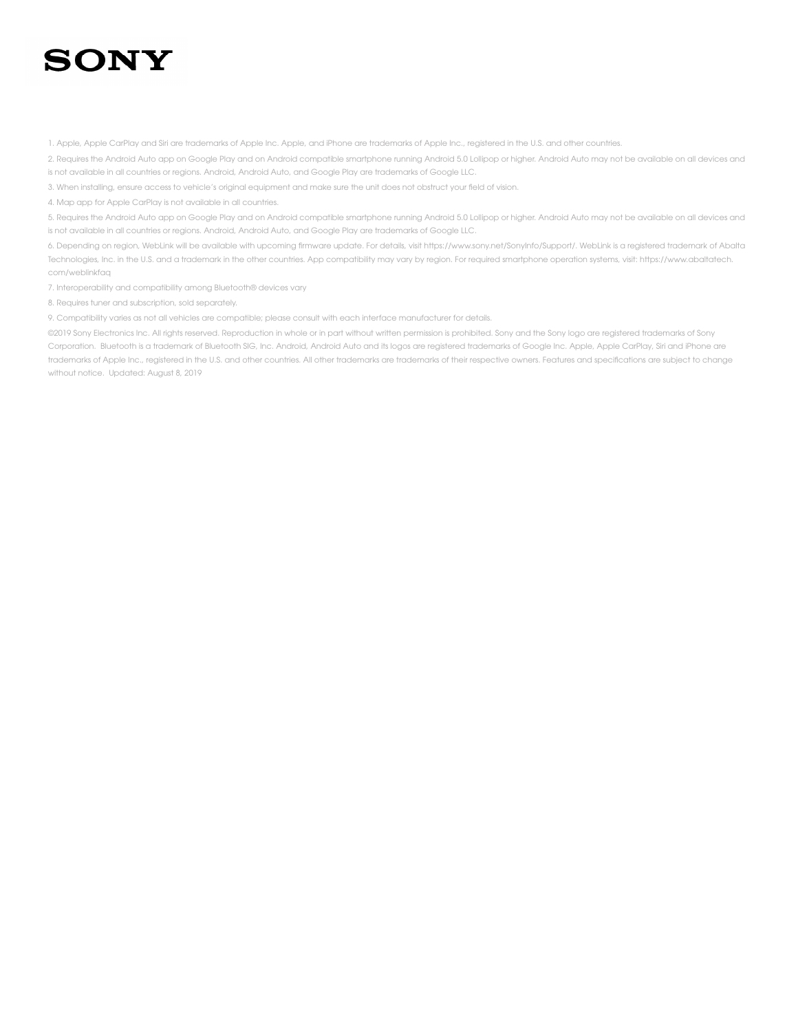SONY

1. Apple, Apple CarPlay and Siri are trademarks of Apple Inc. Apple, and iPhone are trademarks of Apple Inc., registered in the U.S. and other countries.

2. Requires the Android Auto app on Google Play and on Android compatible smartphone running Android 5.0 Lollipop or higher. Android Auto may not be available on all devices and is not available in all countries or regions. Android, Android Auto, and Google Play are trademarks of Google LLC.

3. When installing, ensure access to vehicle´s original equipment and make sure the unit does not obstruct your field of vision.

4. Map app for Apple CarPlay is not available in all countries.

5. Requires the Android Auto app on Google Play and on Android compatible smartphone running Android 5.0 Lollipop or higher. Android Auto may not be available on all devices and is not available in all countries or regions. Android, Android Auto, and Google Play are trademarks of Google LLC.

6. Depending on region, WebLink will be available with upcoming firmware update. For details, visit https://www.sony.net/SonyInfo/Support/. WebLink is a registered trademark of Abalta Technologies, Inc. in the U.S. and a trademark in the other countries. App compatibility may vary by region. For required smartphone operation systems, visit: https://www.abaltatech.com/weblinkfaq

7. Interoperability and compatibility among Bluetooth® devices vary

8. Requires tuner and subscription, sold separately.

9. Compatibility varies as not all vehicles are compatible; please consult with each interface manufacturer for details.

©2019 Sony Electronics Inc. All rights reserved. Reproduction in whole or in part without written permission is prohibited. Sony and the Sony logo are registered trademarks of Sony Corporation. Bluetooth is a trademark of Bluetooth SIG, Inc. Android, Android Auto and its logos are registered trademarks of Google Inc. Apple, Apple CarPlay, Siri and iPhone are trademarks of Apple Inc., registered in the U.S. and other countries. All other trademarks are trademarks of their respective owners. Features and specifications are subject to change without notice. Updated: August 8, 2019